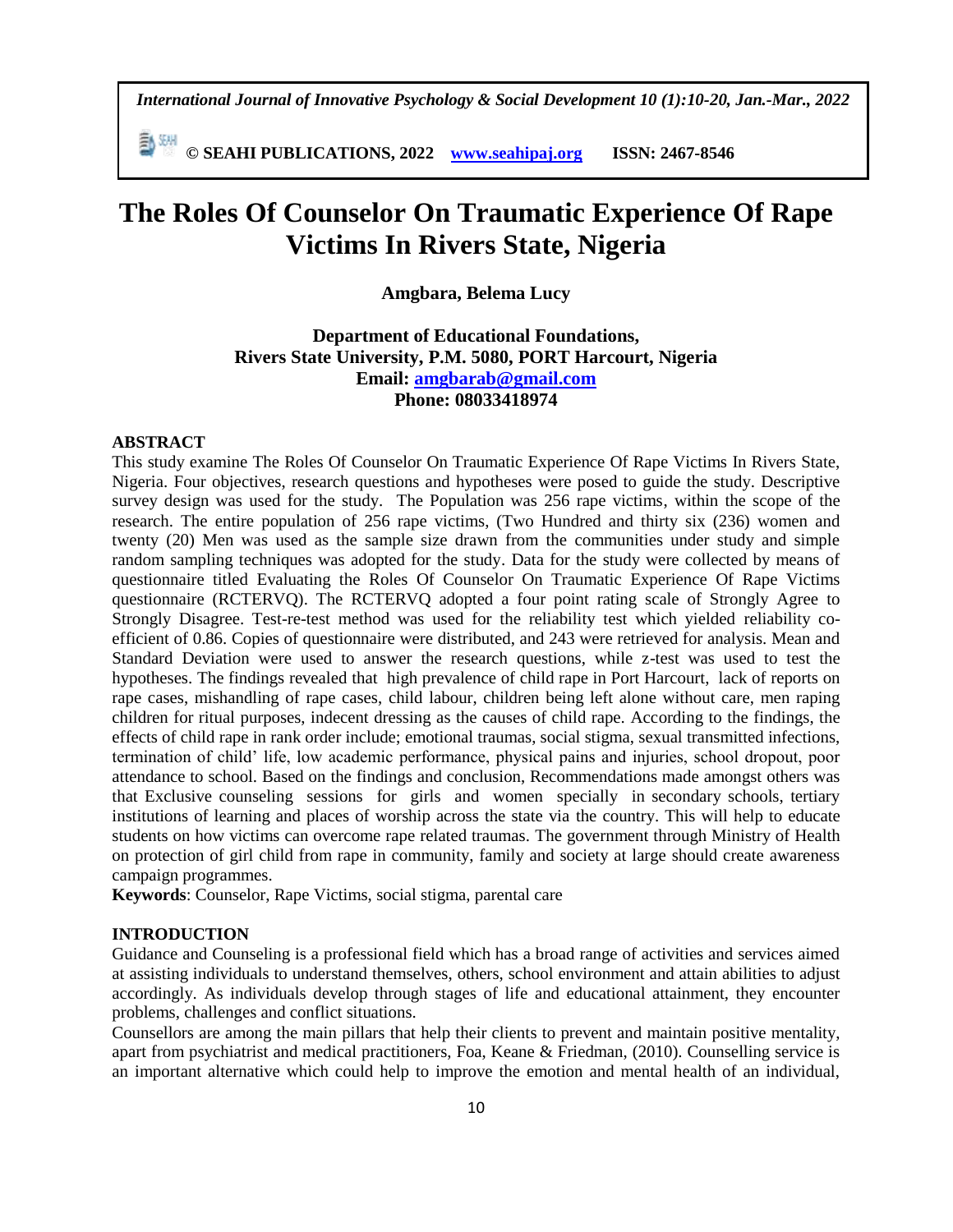# The Roles Of Counselor On Traumatic Experience Of Rape Victims In Rivers State, Nigeria

**Amgbara, Belema Lucy**

**Department of Educational Foundations,**
**Rivers State University, P.M. 5080, PORT Harcourt, Nigeria**
**Email: amgbarab@gmail.com**
**Phone: 08033418974**

## ABSTRACT

This study examine The Roles Of Counselor On Traumatic Experience Of Rape Victims In Rivers State, Nigeria. Four objectives, research questions and hypotheses were posed to guide the study. Descriptive survey design was used for the study. The Population was 256 rape victims, within the scope of the research. The entire population of 256 rape victims, (Two Hundred and thirty six (236) women and twenty (20) Men was used as the sample size drawn from the communities under study and simple random sampling techniques was adopted for the study. Data for the study were collected by means of questionnaire titled Evaluating the Roles Of Counselor On Traumatic Experience Of Rape Victims questionnaire (RCTERVQ). The RCTERVQ adopted a four point rating scale of Strongly Agree to Strongly Disagree. Test-re-test method was used for the reliability test which yielded reliability co-efficient of 0.86. Copies of questionnaire were distributed, and 243 were retrieved for analysis. Mean and Standard Deviation were used to answer the research questions, while z-test was used to test the hypotheses. The findings revealed that high prevalence of child rape in Port Harcourt, lack of reports on rape cases, mishandling of rape cases, child labour, children being left alone without care, men raping children for ritual purposes, indecent dressing as the causes of child rape. According to the findings, the effects of child rape in rank order include; emotional traumas, social stigma, sexual transmitted infections, termination of child' life, low academic performance, physical pains and injuries, school dropout, poor attendance to school. Based on the findings and conclusion, Recommendations made amongst others was that Exclusive counseling sessions for girls and women specially in secondary schools, tertiary institutions of learning and places of worship across the state via the country. This will help to educate students on how victims can overcome rape related traumas. The government through Ministry of Health on protection of girl child from rape in community, family and society at large should create awareness campaign programmes.

**Keywords**: Counselor, Rape Victims, social stigma, parental care

## INTRODUCTION

Guidance and Counseling is a professional field which has a broad range of activities and services aimed at assisting individuals to understand themselves, others, school environment and attain abilities to adjust accordingly. As individuals develop through stages of life and educational attainment, they encounter problems, challenges and conflict situations.

Counsellors are among the main pillars that help their clients to prevent and maintain positive mentality, apart from psychiatrist and medical practitioners, Foa, Keane & Friedman, (2010). Counselling service is an important alternative which could help to improve the emotion and mental health of an individual,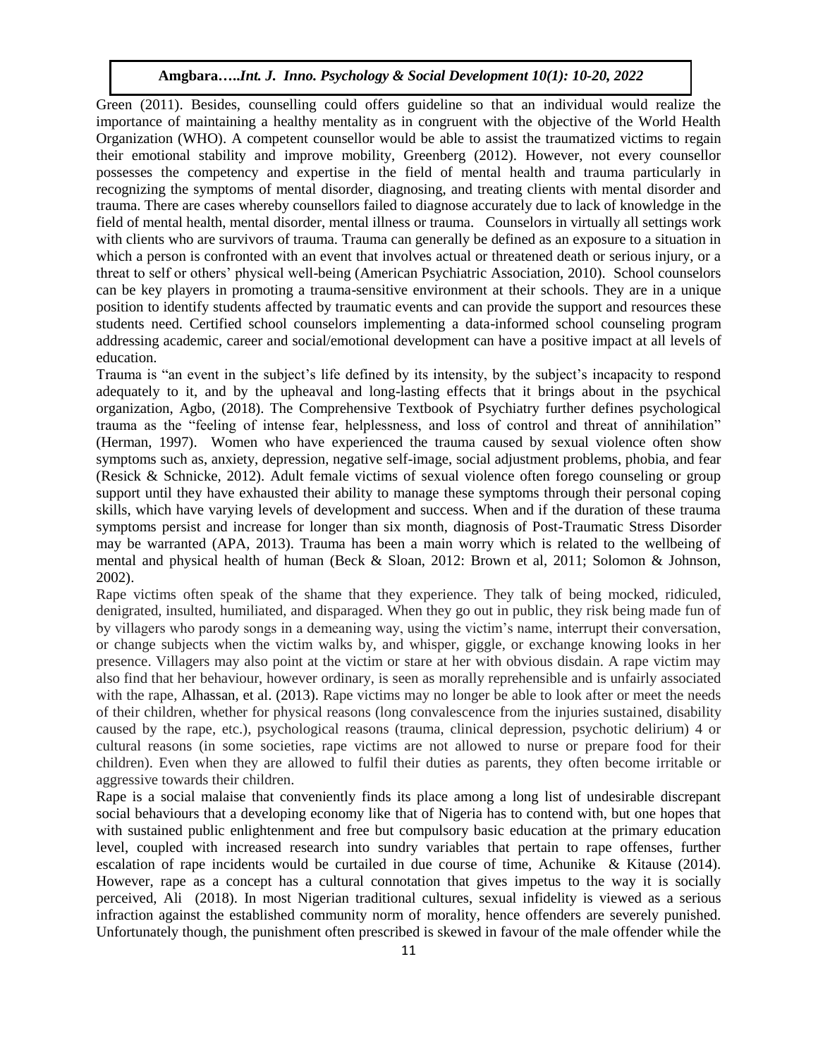Green (2011). Besides, counselling could offers guideline so that an individual would realize the importance of maintaining a healthy mentality as in congruent with the objective of the World Health Organization (WHO). A competent counsellor would be able to assist the traumatized victims to regain their emotional stability and improve mobility, Greenberg (2012). However, not every counsellor possesses the competency and expertise in the field of mental health and trauma particularly in recognizing the symptoms of mental disorder, diagnosing, and treating clients with mental disorder and trauma. There are cases whereby counsellors failed to diagnose accurately due to lack of knowledge in the field of mental health, mental disorder, mental illness or trauma. Counselors in virtually all settings work with clients who are survivors of trauma. Trauma can generally be defined as an exposure to a situation in which a person is confronted with an event that involves actual or threatened death or serious injury, or a threat to self or others' physical well-being (American Psychiatric Association, 2010). School counselors can be key players in promoting a trauma-sensitive environment at their schools. They are in a unique position to identify students affected by traumatic events and can provide the support and resources these students need. Certified school counselors implementing a data-informed school counseling program addressing academic, career and social/emotional development can have a positive impact at all levels of education.

Trauma is "an event in the subject's life defined by its intensity, by the subject's incapacity to respond adequately to it, and by the upheaval and long-lasting effects that it brings about in the psychical organization, Agbo, (2018). The Comprehensive Textbook of Psychiatry further defines psychological trauma as the "feeling of intense fear, helplessness, and loss of control and threat of annihilation" (Herman, 1997). Women who have experienced the trauma caused by sexual violence often show symptoms such as, anxiety, depression, negative self-image, social adjustment problems, phobia, and fear (Resick & Schnicke, 2012). Adult female victims of sexual violence often forego counseling or group support until they have exhausted their ability to manage these symptoms through their personal coping skills, which have varying levels of development and success. When and if the duration of these trauma symptoms persist and increase for longer than six month, diagnosis of Post-Traumatic Stress Disorder may be warranted (APA, 2013). Trauma has been a main worry which is related to the wellbeing of mental and physical health of human (Beck & Sloan, 2012: Brown et al, 2011; Solomon & Johnson, 2002).

Rape victims often speak of the shame that they experience. They talk of being mocked, ridiculed, denigrated, insulted, humiliated, and disparaged. When they go out in public, they risk being made fun of by villagers who parody songs in a demeaning way, using the victim's name, interrupt their conversation, or change subjects when the victim walks by, and whisper, giggle, or exchange knowing looks in her presence. Villagers may also point at the victim or stare at her with obvious disdain. A rape victim may also find that her behaviour, however ordinary, is seen as morally reprehensible and is unfairly associated with the rape, Alhassan, et al. (2013). Rape victims may no longer be able to look after or meet the needs of their children, whether for physical reasons (long convalescence from the injuries sustained, disability caused by the rape, etc.), psychological reasons (trauma, clinical depression, psychotic delirium) 4 or cultural reasons (in some societies, rape victims are not allowed to nurse or prepare food for their children). Even when they are allowed to fulfil their duties as parents, they often become irritable or aggressive towards their children.

Rape is a social malaise that conveniently finds its place among a long list of undesirable discrepant social behaviours that a developing economy like that of Nigeria has to contend with, but one hopes that with sustained public enlightenment and free but compulsory basic education at the primary education level, coupled with increased research into sundry variables that pertain to rape offenses, further escalation of rape incidents would be curtailed in due course of time, Achunike & Kitause (2014). However, rape as a concept has a cultural connotation that gives impetus to the way it is socially perceived, Ali (2018). In most Nigerian traditional cultures, sexual infidelity is viewed as a serious infraction against the established community norm of morality, hence offenders are severely punished. Unfortunately though, the punishment often prescribed is skewed in favour of the male offender while the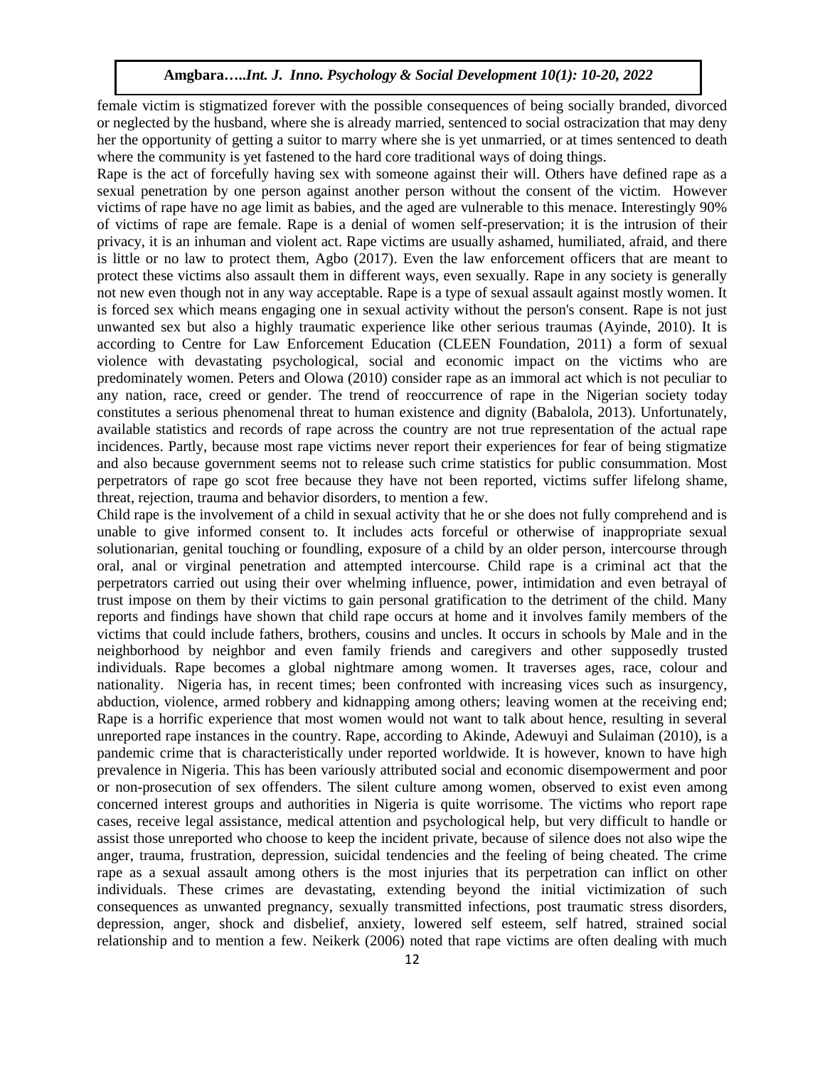female victim is stigmatized forever with the possible consequences of being socially branded, divorced or neglected by the husband, where she is already married, sentenced to social ostracization that may deny her the opportunity of getting a suitor to marry where she is yet unmarried, or at times sentenced to death where the community is yet fastened to the hard core traditional ways of doing things.

Rape is the act of forcefully having sex with someone against their will. Others have defined rape as a sexual penetration by one person against another person without the consent of the victim. However victims of rape have no age limit as babies, and the aged are vulnerable to this menace. Interestingly 90% of victims of rape are female. Rape is a denial of women self-preservation; it is the intrusion of their privacy, it is an inhuman and violent act. Rape victims are usually ashamed, humiliated, afraid, and there is little or no law to protect them, Agbo (2017). Even the law enforcement officers that are meant to protect these victims also assault them in different ways, even sexually. Rape in any society is generally not new even though not in any way acceptable. Rape is a type of sexual assault against mostly women. It is forced sex which means engaging one in sexual activity without the person's consent. Rape is not just unwanted sex but also a highly traumatic experience like other serious traumas (Ayinde, 2010). It is according to Centre for Law Enforcement Education (CLEEN Foundation, 2011) a form of sexual violence with devastating psychological, social and economic impact on the victims who are predominately women. Peters and Olowa (2010) consider rape as an immoral act which is not peculiar to any nation, race, creed or gender. The trend of reoccurrence of rape in the Nigerian society today constitutes a serious phenomenal threat to human existence and dignity (Babalola, 2013). Unfortunately, available statistics and records of rape across the country are not true representation of the actual rape incidences. Partly, because most rape victims never report their experiences for fear of being stigmatize and also because government seems not to release such crime statistics for public consummation. Most perpetrators of rape go scot free because they have not been reported, victims suffer lifelong shame, threat, rejection, trauma and behavior disorders, to mention a few.

Child rape is the involvement of a child in sexual activity that he or she does not fully comprehend and is unable to give informed consent to. It includes acts forceful or otherwise of inappropriate sexual solutionarian, genital touching or foundling, exposure of a child by an older person, intercourse through oral, anal or virginal penetration and attempted intercourse. Child rape is a criminal act that the perpetrators carried out using their over whelming influence, power, intimidation and even betrayal of trust impose on them by their victims to gain personal gratification to the detriment of the child. Many reports and findings have shown that child rape occurs at home and it involves family members of the victims that could include fathers, brothers, cousins and uncles. It occurs in schools by Male and in the neighborhood by neighbor and even family friends and caregivers and other supposedly trusted individuals. Rape becomes a global nightmare among women. It traverses ages, race, colour and nationality. Nigeria has, in recent times; been confronted with increasing vices such as insurgency, abduction, violence, armed robbery and kidnapping among others; leaving women at the receiving end; Rape is a horrific experience that most women would not want to talk about hence, resulting in several unreported rape instances in the country. Rape, according to Akinde, Adewuyi and Sulaiman (2010), is a pandemic crime that is characteristically under reported worldwide. It is however, known to have high prevalence in Nigeria. This has been variously attributed social and economic disempowerment and poor or non-prosecution of sex offenders. The silent culture among women, observed to exist even among concerned interest groups and authorities in Nigeria is quite worrisome. The victims who report rape cases, receive legal assistance, medical attention and psychological help, but very difficult to handle or assist those unreported who choose to keep the incident private, because of silence does not also wipe the anger, trauma, frustration, depression, suicidal tendencies and the feeling of being cheated. The crime rape as a sexual assault among others is the most injuries that its perpetration can inflict on other individuals. These crimes are devastating, extending beyond the initial victimization of such consequences as unwanted pregnancy, sexually transmitted infections, post traumatic stress disorders, depression, anger, shock and disbelief, anxiety, lowered self esteem, self hatred, strained social relationship and to mention a few. Neikerk (2006) noted that rape victims are often dealing with much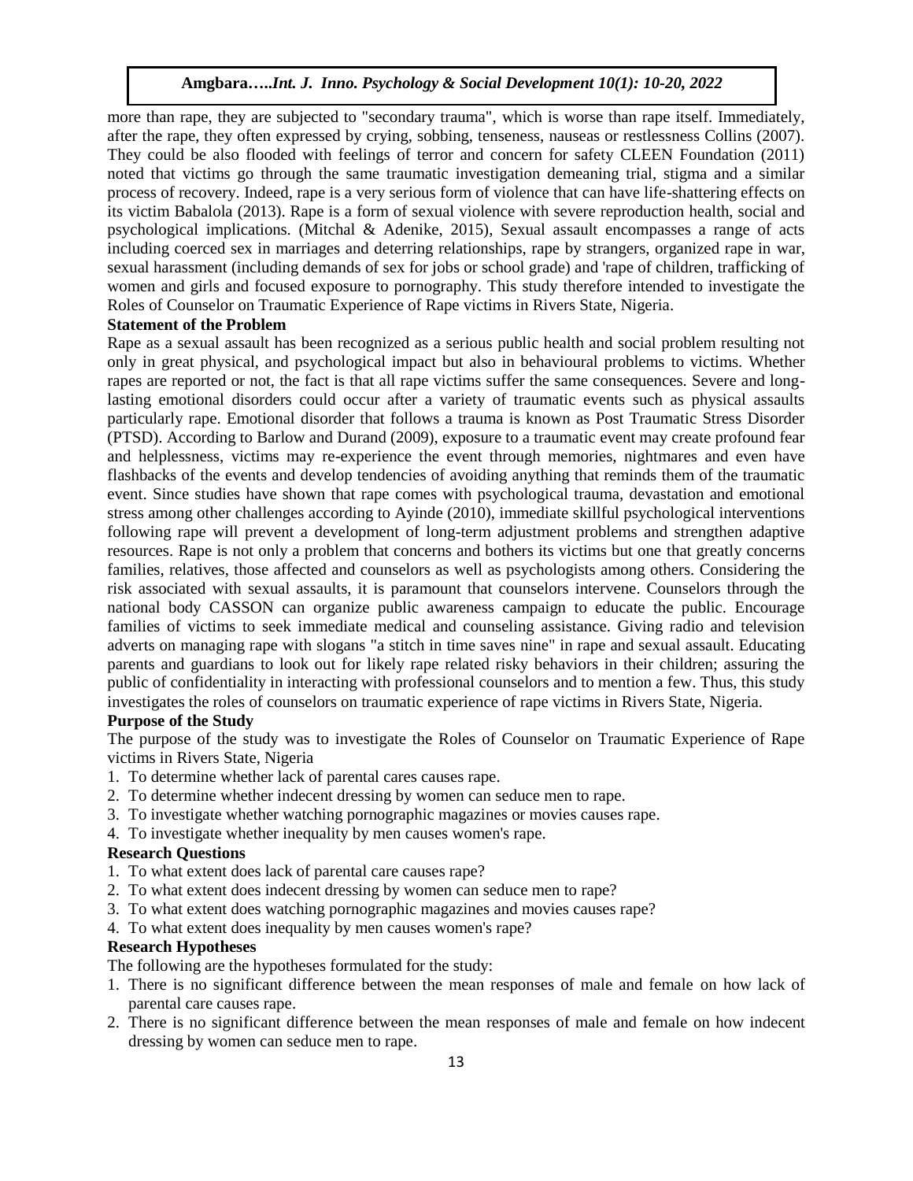more than rape, they are subjected to "secondary trauma", which is worse than rape itself. Immediately, after the rape, they often expressed by crying, sobbing, tenseness, nauseas or restlessness Collins (2007). They could be also flooded with feelings of terror and concern for safety CLEEN Foundation (2011) noted that victims go through the same traumatic investigation demeaning trial, stigma and a similar process of recovery. Indeed, rape is a very serious form of violence that can have life-shattering effects on its victim Babalola (2013). Rape is a form of sexual violence with severe reproduction health, social and psychological implications. (Mitchal & Adenike, 2015), Sexual assault encompasses a range of acts including coerced sex in marriages and deterring relationships, rape by strangers, organized rape in war, sexual harassment (including demands of sex for jobs or school grade) and 'rape of children, trafficking of women and girls and focused exposure to pornography. This study therefore intended to investigate the Roles of Counselor on Traumatic Experience of Rape victims in Rivers State, Nigeria.

### Statement of the Problem

Rape as a sexual assault has been recognized as a serious public health and social problem resulting not only in great physical, and psychological impact but also in behavioural problems to victims. Whether rapes are reported or not, the fact is that all rape victims suffer the same consequences. Severe and long-lasting emotional disorders could occur after a variety of traumatic events such as physical assaults particularly rape. Emotional disorder that follows a trauma is known as Post Traumatic Stress Disorder (PTSD). According to Barlow and Durand (2009), exposure to a traumatic event may create profound fear and helplessness, victims may re-experience the event through memories, nightmares and even have flashbacks of the events and develop tendencies of avoiding anything that reminds them of the traumatic event. Since studies have shown that rape comes with psychological trauma, devastation and emotional stress among other challenges according to Ayinde (2010), immediate skillful psychological interventions following rape will prevent a development of long-term adjustment problems and strengthen adaptive resources. Rape is not only a problem that concerns and bothers its victims but one that greatly concerns families, relatives, those affected and counselors as well as psychologists among others. Considering the risk associated with sexual assaults, it is paramount that counselors intervene. Counselors through the national body CASSON can organize public awareness campaign to educate the public. Encourage families of victims to seek immediate medical and counseling assistance. Giving radio and television adverts on managing rape with slogans "a stitch in time saves nine" in rape and sexual assault. Educating parents and guardians to look out for likely rape related risky behaviors in their children; assuring the public of confidentiality in interacting with professional counselors and to mention a few. Thus, this study investigates the roles of counselors on traumatic experience of rape victims in Rivers State, Nigeria.

### Purpose of the Study

The purpose of the study was to investigate the Roles of Counselor on Traumatic Experience of Rape victims in Rivers State, Nigeria

1. To determine whether lack of parental cares causes rape.
2. To determine whether indecent dressing by women can seduce men to rape.
3. To investigate whether watching pornographic magazines or movies causes rape.
4. To investigate whether inequality by men causes women's rape.

### Research Questions

1. To what extent does lack of parental care causes rape?
2. To what extent does indecent dressing by women can seduce men to rape?
3. To what extent does watching pornographic magazines and movies causes rape?
4. To what extent does inequality by men causes women's rape?

### Research Hypotheses

The following are the hypotheses formulated for the study:

1. There is no significant difference between the mean responses of male and female on how lack of parental care causes rape.
2. There is no significant difference between the mean responses of male and female on how indecent dressing by women can seduce men to rape.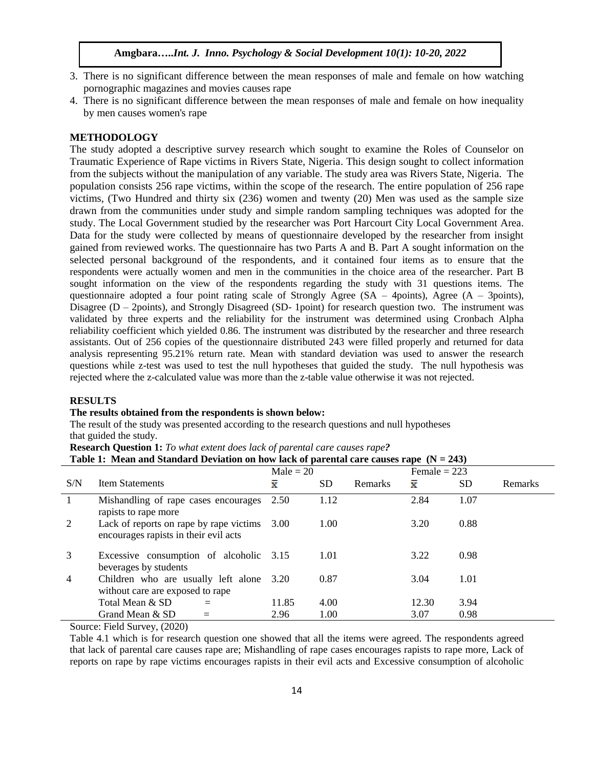3. There is no significant difference between the mean responses of male and female on how watching pornographic magazines and movies causes rape
4. There is no significant difference between the mean responses of male and female on how inequality by men causes women's rape

## METHODOLOGY

The study adopted a descriptive survey research which sought to examine the Roles of Counselor on Traumatic Experience of Rape victims in Rivers State, Nigeria. This design sought to collect information from the subjects without the manipulation of any variable. The study area was Rivers State, Nigeria. The population consists 256 rape victims, within the scope of the research. The entire population of 256 rape victims, (Two Hundred and thirty six (236) women and twenty (20) Men was used as the sample size drawn from the communities under study and simple random sampling techniques was adopted for the study. The Local Government studied by the researcher was Port Harcourt City Local Government Area. Data for the study were collected by means of questionnaire developed by the researcher from insight gained from reviewed works. The questionnaire has two Parts A and B. Part A sought information on the selected personal background of the respondents, and it contained four items as to ensure that the respondents were actually women and men in the communities in the choice area of the researcher. Part B sought information on the view of the respondents regarding the study with 31 questions items. The questionnaire adopted a four point rating scale of Strongly Agree (SA – 4points), Agree (A – 3points), Disagree (D – 2points), and Strongly Disagreed (SD- 1point) for research question two. The instrument was validated by three experts and the reliability for the instrument was determined using Cronbach Alpha reliability coefficient which yielded 0.86. The instrument was distributed by the researcher and three research assistants. Out of 256 copies of the questionnaire distributed 243 were filled properly and returned for data analysis representing 95.21% return rate. Mean with standard deviation was used to answer the research questions while z-test was used to test the null hypotheses that guided the study. The null hypothesis was rejected where the z-calculated value was more than the z-table value otherwise it was not rejected.

## RESULTS

**The results obtained from the respondents is shown below:**

The result of the study was presented according to the research questions and null hypotheses that guided the study.

**Research Question 1:** *To what extent does lack of parental care causes rape?*

**Table 1: Mean and Standard Deviation on how lack of parental care causes rape (N = 243)**

| S/N | Item Statements | Male = 20 | | | Female = 223 | | |
|---|---|---|---|---|---|---|---|
| | | $\bar{x}$ | SD | Remarks | $\bar{x}$ | SD | Remarks |
| 1 | Mishandling of rape cases encourages rapists to rape more | 2.50 | 1.12 | | 2.84 | 1.07 | |
| 2 | Lack of reports on rape by rape victims encourages rapists in their evil acts | 3.00 | 1.00 | | 3.20 | 0.88 | |
| 3 | Excessive consumption of alcoholic beverages by students | 3.15 | 1.01 | | 3.22 | 0.98 | |
| 4 | Children who are usually left alone without care are exposed to rape | 3.20 | 0.87 | | 3.04 | 1.01 | |
| | Total Mean & SD = | 11.85 | 4.00 | | 12.30 | 3.94 | |
| | Grand Mean & SD = | 2.96 | 1.00 | | 3.07 | 0.98 | |

Source: Field Survey, (2020)

Table 4.1 which is for research question one showed that all the items were agreed. The respondents agreed that lack of parental care causes rape are; Mishandling of rape cases encourages rapists to rape more, Lack of reports on rape by rape victims encourages rapists in their evil acts and Excessive consumption of alcoholic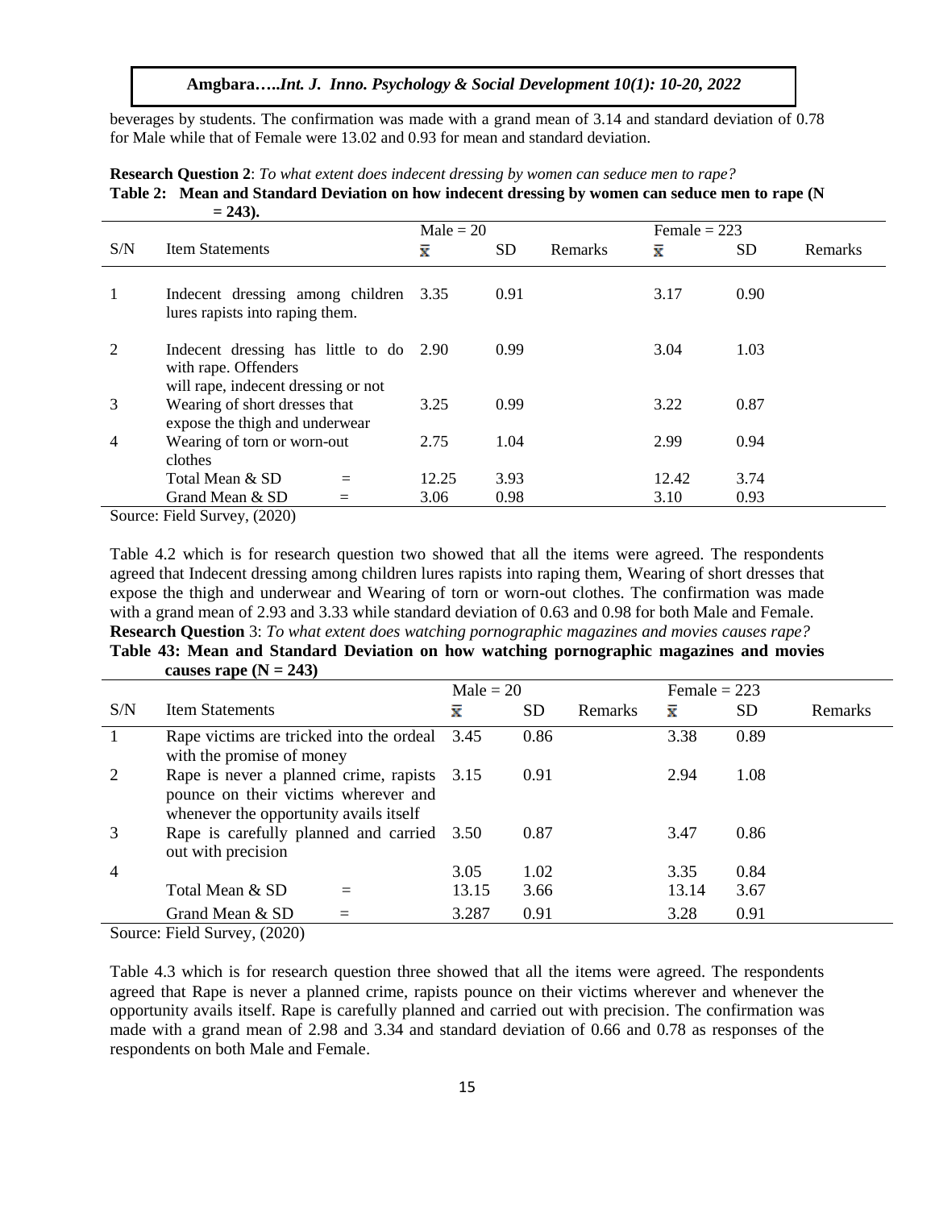beverages by students. The confirmation was made with a grand mean of 3.14 and standard deviation of 0.78 for Male while that of Female were 13.02 and 0.93 for mean and standard deviation.

**Research Question 2**: *To what extent does indecent dressing by women can seduce men to rape?*

**Table 2: Mean and Standard Deviation on how indecent dressing by women can seduce men to rape (N = 243).**

| S/N | Item Statements | Male = 20 | | | Female = 223 | | |
|---|---|---|---|---|---|---|---|
| | | $\bar{x}$ | SD | Remarks | $\bar{x}$ | SD | Remarks |
| 1 | Indecent dressing among children lures rapists into raping them. | 3.35 | 0.91 | | 3.17 | 0.90 | |
| 2 | Indecent dressing has little to do with rape. Offenders will rape, indecent dressing or not | 2.90 | 0.99 | | 3.04 | 1.03 | |
| 3 | Wearing of short dresses that expose the thigh and underwear | 3.25 | 0.99 | | 3.22 | 0.87 | |
| 4 | Wearing of torn or worn-out clothes | 2.75 | 1.04 | | 2.99 | 0.94 | |
| | Total Mean & SD = | 12.25 | 3.93 | | 12.42 | 3.74 | |
| | Grand Mean & SD = | 3.06 | 0.98 | | 3.10 | 0.93 | |

Source: Field Survey, (2020)

Table 4.2 which is for research question two showed that all the items were agreed. The respondents agreed that Indecent dressing among children lures rapists into raping them, Wearing of short dresses that expose the thigh and underwear and Wearing of torn or worn-out clothes. The confirmation was made with a grand mean of 2.93 and 3.33 while standard deviation of 0.63 and 0.98 for both Male and Female.

**Research Question** 3: *To what extent does watching pornographic magazines and movies causes rape?*

**Table 43: Mean and Standard Deviation on how watching pornographic magazines and movies causes rape (N = 243)**

| S/N | Item Statements | Male = 20 | | | Female = 223 | | |
|---|---|---|---|---|---|---|---|
| | | $\bar{x}$ | SD | Remarks | $\bar{x}$ | SD | Remarks |
| 1 | Rape victims are tricked into the ordeal with the promise of money | 3.45 | 0.86 | | 3.38 | 0.89 | |
| 2 | Rape is never a planned crime, rapists pounce on their victims wherever and whenever the opportunity avails itself | 3.15 | 0.91 | | 2.94 | 1.08 | |
| 3 | Rape is carefully planned and carried out with precision | 3.50 | 0.87 | | 3.47 | 0.86 | |
| 4 | | 3.05 | 1.02 | | 3.35 | 0.84 | |
| | Total Mean & SD = | 13.15 | 3.66 | | 13.14 | 3.67 | |
| | Grand Mean & SD = | 3.287 | 0.91 | | 3.28 | 0.91 | |

Source: Field Survey, (2020)

Table 4.3 which is for research question three showed that all the items were agreed. The respondents agreed that Rape is never a planned crime, rapists pounce on their victims wherever and whenever the opportunity avails itself. Rape is carefully planned and carried out with precision. The confirmation was made with a grand mean of 2.98 and 3.34 and standard deviation of 0.66 and 0.78 as responses of the respondents on both Male and Female.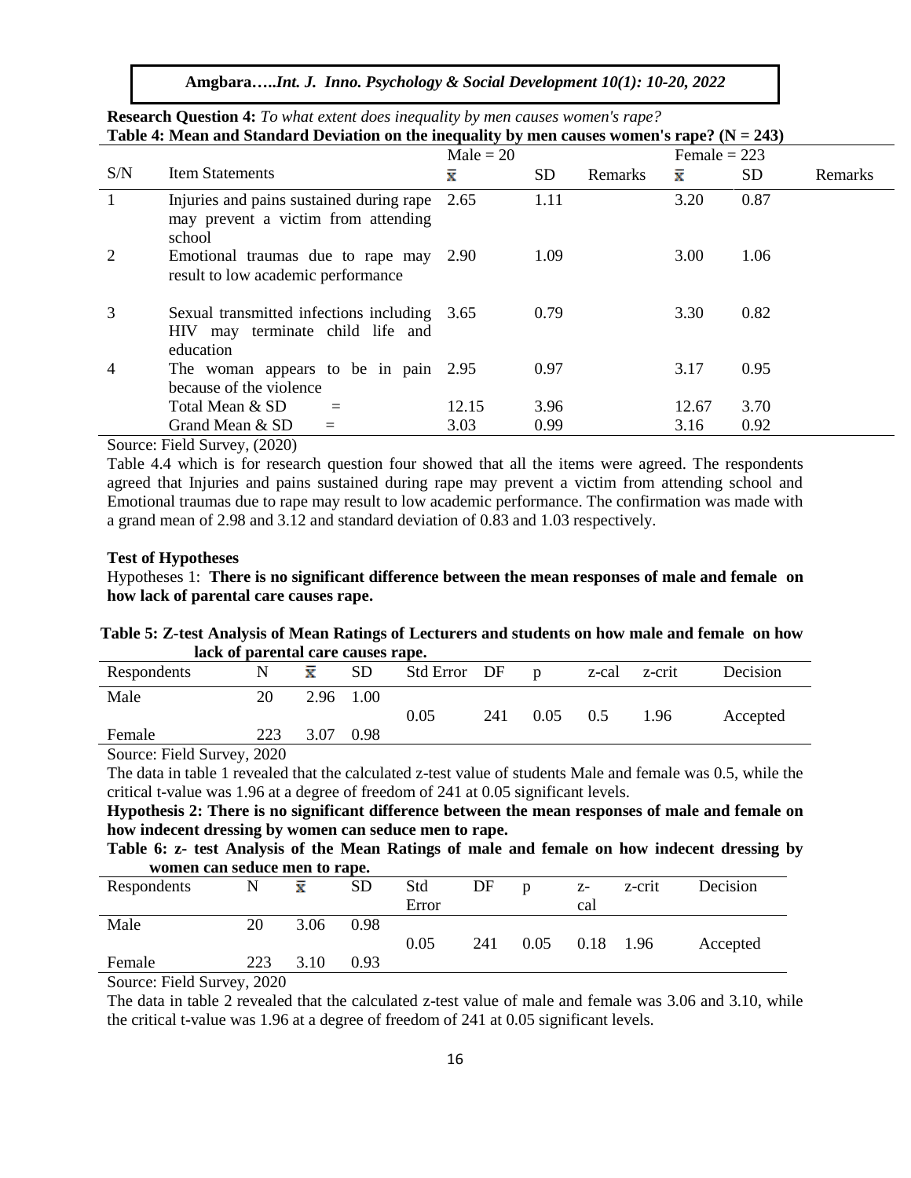**Research Question 4:** *To what extent does inequality by men causes women's rape?*

**Table 4: Mean and Standard Deviation on the inequality by men causes women's rape? (N = 243)**

| S/N | Item Statements | Male = 20 | | | Female = 223 | | |
|---|---|---|---|---|---|---|---|
| | | $\bar{x}$ | SD | Remarks | $\bar{x}$ | SD | Remarks |
| 1 | Injuries and pains sustained during rape may prevent a victim from attending school | 2.65 | 1.11 | | 3.20 | 0.87 | |
| 2 | Emotional traumas due to rape may result to low academic performance | 2.90 | 1.09 | | 3.00 | 1.06 | |
| 3 | Sexual transmitted infections including HIV may terminate child life and education | 3.65 | 0.79 | | 3.30 | 0.82 | |
| 4 | The woman appears to be in pain because of the violence | 2.95 | 0.97 | | 3.17 | 0.95 | |
| | Total Mean & SD = | 12.15 | 3.96 | | 12.67 | 3.70 | |
| | Grand Mean & SD = | 3.03 | 0.99 | | 3.16 | 0.92 | |

Source: Field Survey, (2020)

Table 4.4 which is for research question four showed that all the items were agreed. The respondents agreed that Injuries and pains sustained during rape may prevent a victim from attending school and Emotional traumas due to rape may result to low academic performance. The confirmation was made with a grand mean of 2.98 and 3.12 and standard deviation of 0.83 and 1.03 respectively.

**Test of Hypotheses**

Hypotheses 1: **There is no significant difference between the mean responses of male and female on how lack of parental care causes rape.**

**Table 5: Z-test Analysis of Mean Ratings of Lecturers and students on how male and female on how lack of parental care causes rape.**

| Respondents | N | $\bar{x}$ | SD | Std Error | DF | p | z-cal | z-crit | Decision |
|---|---|---|---|---|---|---|---|---|---|
| Male | 20 | 2.96 | 1.00 | 0.05 | 241 | 0.05 | 0.5 | 1.96 | Accepted |
| Female | 223 | 3.07 | 0.98 | | | | | | |

Source: Field Survey, 2020

The data in table 1 revealed that the calculated z-test value of students Male and female was 0.5, while the critical t-value was 1.96 at a degree of freedom of 241 at 0.05 significant levels.

**Hypothesis 2: There is no significant difference between the mean responses of male and female on how indecent dressing by women can seduce men to rape.**

**Table 6: z- test Analysis of the Mean Ratings of male and female on how indecent dressing by women can seduce men to rape.**

| Respondents | N | $\bar{x}$ | SD | Std Error | DF | p | z-cal | z-crit | Decision |
|---|---|---|---|---|---|---|---|---|---|
| Male | 20 | 3.06 | 0.98 | 0.05 | 241 | 0.05 | 0.18 | 1.96 | Accepted |
| Female | 223 | 3.10 | 0.93 | | | | | | |

Source: Field Survey, 2020

The data in table 2 revealed that the calculated z-test value of male and female was 3.06 and 3.10, while the critical t-value was 1.96 at a degree of freedom of 241 at 0.05 significant levels.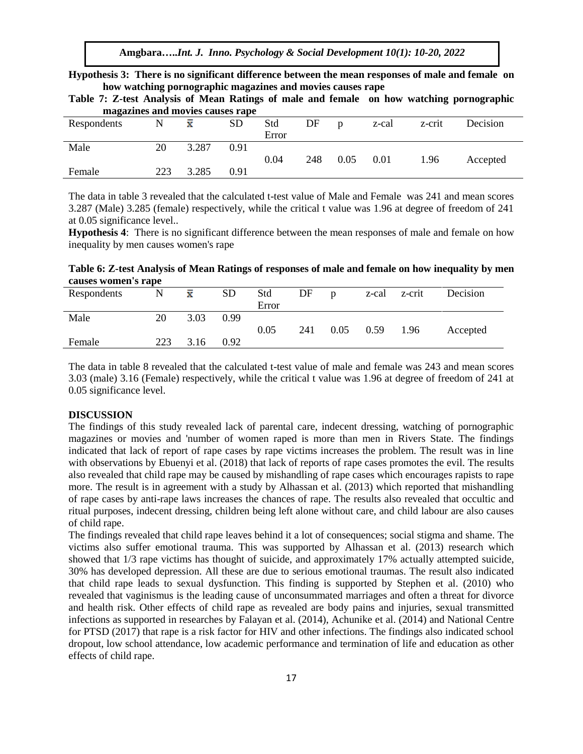**Hypothesis 3: There is no significant difference between the mean responses of male and female on how watching pornographic magazines and movies causes rape**

**Table 7: Z-test Analysis of Mean Ratings of male and female on how watching pornographic magazines and movies causes rape**

| Respondents | N | $\bar{x}$ | SD | Std Error | DF | p | z-cal | z-crit | Decision |
|---|---|---|---|---|---|---|---|---|---|
| Male | 20 | 3.287 | 0.91 | 0.04 | 248 | 0.05 | 0.01 | 1.96 | Accepted |
| Female | 223 | 3.285 | 0.91 | | | | | | |

The data in table 3 revealed that the calculated t-test value of Male and Female was 241 and mean scores 3.287 (Male) 3.285 (female) respectively, while the critical t value was 1.96 at degree of freedom of 241 at 0.05 significance level..

**Hypothesis 4**: There is no significant difference between the mean responses of male and female on how inequality by men causes women's rape

**Table 6: Z-test Analysis of Mean Ratings of responses of male and female on how inequality by men causes women's rape**

| Respondents | N | $\bar{x}$ | SD | Std Error | DF | p | z-cal | z-crit | Decision |
|---|---|---|---|---|---|---|---|---|---|
| Male | 20 | 3.03 | 0.99 | 0.05 | 241 | 0.05 | 0.59 | 1.96 | Accepted |
| Female | 223 | 3.16 | 0.92 | | | | | | |

The data in table 8 revealed that the calculated t-test value of male and female was 243 and mean scores 3.03 (male) 3.16 (Female) respectively, while the critical t value was 1.96 at degree of freedom of 241 at 0.05 significance level.

## DISCUSSION

The findings of this study revealed lack of parental care, indecent dressing, watching of pornographic magazines or movies and 'number of women raped is more than men in Rivers State. The findings indicated that lack of report of rape cases by rape victims increases the problem. The result was in line with observations by Ebuenyi et al. (2018) that lack of reports of rape cases promotes the evil. The results also revealed that child rape may be caused by mishandling of rape cases which encourages rapists to rape more. The result is in agreement with a study by Alhassan et al. (2013) which reported that mishandling of rape cases by anti-rape laws increases the chances of rape. The results also revealed that occultic and ritual purposes, indecent dressing, children being left alone without care, and child labour are also causes of child rape.

The findings revealed that child rape leaves behind it a lot of consequences; social stigma and shame. The victims also suffer emotional trauma. This was supported by Alhassan et al. (2013) research which showed that 1/3 rape victims has thought of suicide, and approximately 17% actually attempted suicide, 30% has developed depression. All these are due to serious emotional traumas. The result also indicated that child rape leads to sexual dysfunction. This finding is supported by Stephen et al. (2010) who revealed that vaginismus is the leading cause of unconsummated marriages and often a threat for divorce and health risk. Other effects of child rape as revealed are body pains and injuries, sexual transmitted infections as supported in researches by Falayan et al. (2014), Achunike et al. (2014) and National Centre for PTSD (2017) that rape is a risk factor for HIV and other infections. The findings also indicated school dropout, low school attendance, low academic performance and termination of life and education as other effects of child rape.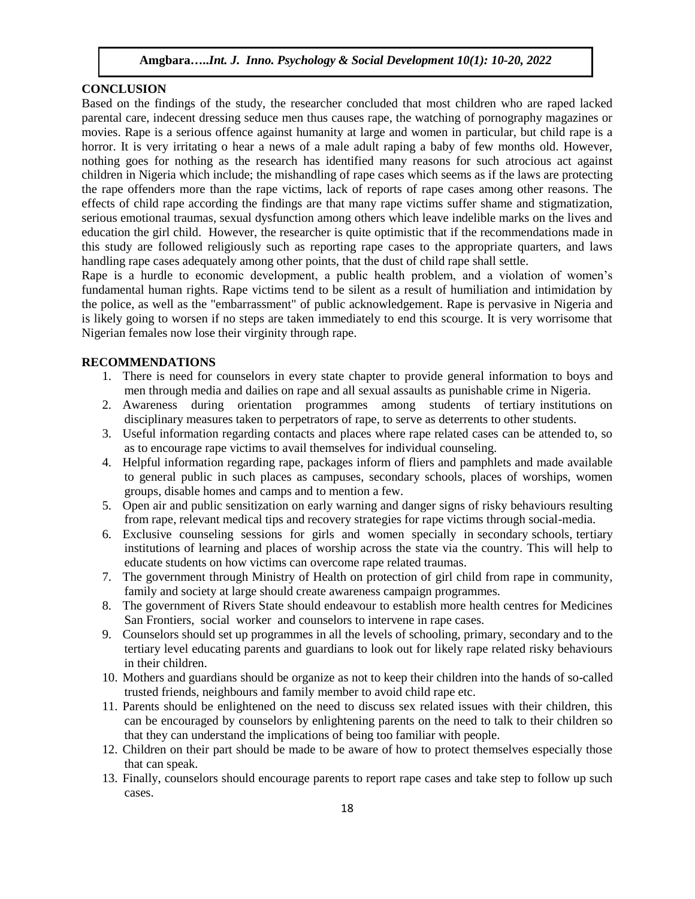## CONCLUSION

Based on the findings of the study, the researcher concluded that most children who are raped lacked parental care, indecent dressing seduce men thus causes rape, the watching of pornography magazines or movies. Rape is a serious offence against humanity at large and women in particular, but child rape is a horror. It is very irritating o hear a news of a male adult raping a baby of few months old. However, nothing goes for nothing as the research has identified many reasons for such atrocious act against children in Nigeria which include; the mishandling of rape cases which seems as if the laws are protecting the rape offenders more than the rape victims, lack of reports of rape cases among other reasons. The effects of child rape according the findings are that many rape victims suffer shame and stigmatization, serious emotional traumas, sexual dysfunction among others which leave indelible marks on the lives and education the girl child. However, the researcher is quite optimistic that if the recommendations made in this study are followed religiously such as reporting rape cases to the appropriate quarters, and laws handling rape cases adequately among other points, that the dust of child rape shall settle.

Rape is a hurdle to economic development, a public health problem, and a violation of women's fundamental human rights. Rape victims tend to be silent as a result of humiliation and intimidation by the police, as well as the "embarrassment" of public acknowledgement. Rape is pervasive in Nigeria and is likely going to worsen if no steps are taken immediately to end this scourge. It is very worrisome that Nigerian females now lose their virginity through rape.

## RECOMMENDATIONS

1. There is need for counselors in every state chapter to provide general information to boys and men through media and dailies on rape and all sexual assaults as punishable crime in Nigeria.
2. Awareness during orientation programmes among students of tertiary institutions on disciplinary measures taken to perpetrators of rape, to serve as deterrents to other students.
3. Useful information regarding contacts and places where rape related cases can be attended to, so as to encourage rape victims to avail themselves for individual counseling.
4. Helpful information regarding rape, packages inform of fliers and pamphlets and made available to general public in such places as campuses, secondary schools, places of worships, women groups, disable homes and camps and to mention a few.
5. Open air and public sensitization on early warning and danger signs of risky behaviours resulting from rape, relevant medical tips and recovery strategies for rape victims through social-media.
6. Exclusive counseling sessions for girls and women specially in secondary schools, tertiary institutions of learning and places of worship across the state via the country. This will help to educate students on how victims can overcome rape related traumas.
7. The government through Ministry of Health on protection of girl child from rape in community, family and society at large should create awareness campaign programmes.
8. The government of Rivers State should endeavour to establish more health centres for Medicines San Frontiers, social worker and counselors to intervene in rape cases.
9. Counselors should set up programmes in all the levels of schooling, primary, secondary and to the tertiary level educating parents and guardians to look out for likely rape related risky behaviours in their children.
10. Mothers and guardians should be organize as not to keep their children into the hands of so-called trusted friends, neighbours and family member to avoid child rape etc.
11. Parents should be enlightened on the need to discuss sex related issues with their children, this can be encouraged by counselors by enlightening parents on the need to talk to their children so that they can understand the implications of being too familiar with people.
12. Children on their part should be made to be aware of how to protect themselves especially those that can speak.
13. Finally, counselors should encourage parents to report rape cases and take step to follow up such cases.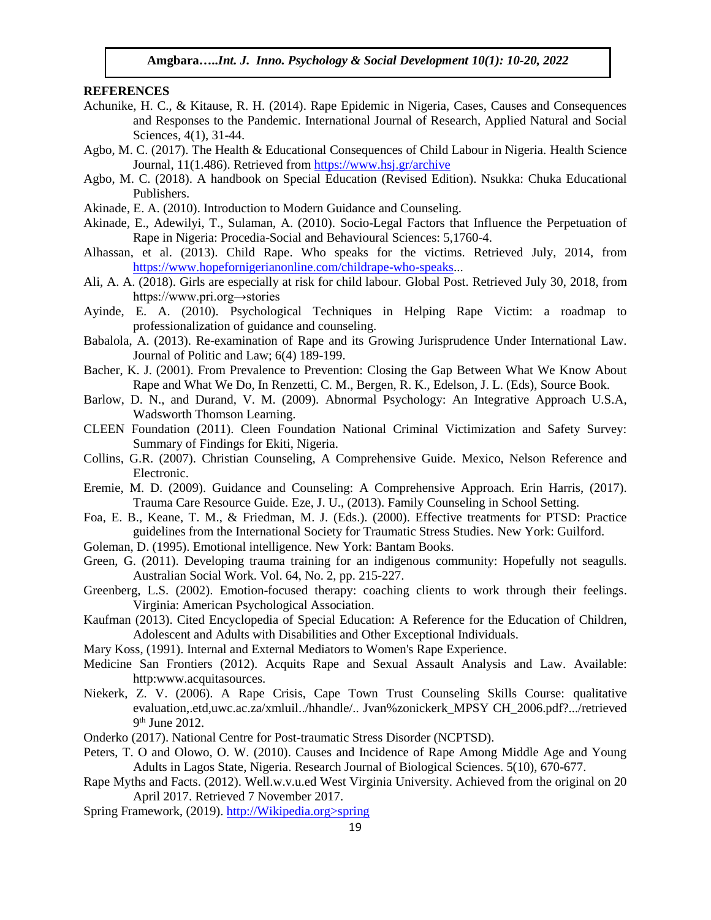**REFERENCES**

Achunike, H. C., & Kitause, R. H. (2014). Rape Epidemic in Nigeria, Cases, Causes and Consequences and Responses to the Pandemic. International Journal of Research, Applied Natural and Social Sciences, 4(1), 31-44.

Agbo, M. C. (2017). The Health & Educational Consequences of Child Labour in Nigeria. Health Science Journal, 11(1.486). Retrieved from https://www.hsj.gr/archive

Agbo, M. C. (2018). A handbook on Special Education (Revised Edition). Nsukka: Chuka Educational Publishers.

Akinade, E. A. (2010). Introduction to Modern Guidance and Counseling.

Akinade, E., Adewilyi, T., Sulaman, A. (2010). Socio-Legal Factors that Influence the Perpetuation of Rape in Nigeria: Procedia-Social and Behavioural Sciences: 5,1760-4.

Alhassan, et al. (2013). Child Rape. Who speaks for the victims. Retrieved July, 2014, from https://www.hopefornigerianonline.com/childrape-who-speaks...

Ali, A. A. (2018). Girls are especially at risk for child labour. Global Post. Retrieved July 30, 2018, from https://www.pri.org→stories

Ayinde, E. A. (2010). Psychological Techniques in Helping Rape Victim: a roadmap to professionalization of guidance and counseling.

Babalola, A. (2013). Re-examination of Rape and its Growing Jurisprudence Under International Law. Journal of Politic and Law; 6(4) 189-199.

Bacher, K. J. (2001). From Prevalence to Prevention: Closing the Gap Between What We Know About Rape and What We Do, In Renzetti, C. M., Bergen, R. K., Edelson, J. L. (Eds), Source Book.

Barlow, D. N., and Durand, V. M. (2009). Abnormal Psychology: An Integrative Approach U.S.A, Wadsworth Thomson Learning.

CLEEN Foundation (2011). Cleen Foundation National Criminal Victimization and Safety Survey: Summary of Findings for Ekiti, Nigeria.

Collins, G.R. (2007). Christian Counseling, A Comprehensive Guide. Mexico, Nelson Reference and Electronic.

Eremie, M. D. (2009). Guidance and Counseling: A Comprehensive Approach. Erin Harris, (2017). Trauma Care Resource Guide. Eze, J. U., (2013). Family Counseling in School Setting.

Foa, E. B., Keane, T. M., & Friedman, M. J. (Eds.). (2000). Effective treatments for PTSD: Practice guidelines from the International Society for Traumatic Stress Studies. New York: Guilford.

Goleman, D. (1995). Emotional intelligence. New York: Bantam Books.

Green, G. (2011). Developing trauma training for an indigenous community: Hopefully not seagulls. Australian Social Work. Vol. 64, No. 2, pp. 215-227.

Greenberg, L.S. (2002). Emotion-focused therapy: coaching clients to work through their feelings. Virginia: American Psychological Association.

Kaufman (2013). Cited Encyclopedia of Special Education: A Reference for the Education of Children, Adolescent and Adults with Disabilities and Other Exceptional Individuals.

Mary Koss, (1991). Internal and External Mediators to Women's Rape Experience.

Medicine San Frontiers (2012). Acquits Rape and Sexual Assault Analysis and Law. Available: http:www.acquitasources.

Niekerk, Z. V. (2006). A Rape Crisis, Cape Town Trust Counseling Skills Course: qualitative evaluation,.etd,uwc.ac.za/xmluil../hhandle/.. Jvan%zonickerk_MPSY CH_2006.pdf?.../retrieved 9th June 2012.

Onderko (2017). National Centre for Post-traumatic Stress Disorder (NCPTSD).

Peters, T. O and Olowo, O. W. (2010). Causes and Incidence of Rape Among Middle Age and Young Adults in Lagos State, Nigeria. Research Journal of Biological Sciences. 5(10), 670-677.

Rape Myths and Facts. (2012). Well.w.v.u.ed West Virginia University. Achieved from the original on 20 April 2017. Retrieved 7 November 2017.

Spring Framework, (2019). http://Wikipedia.org>spring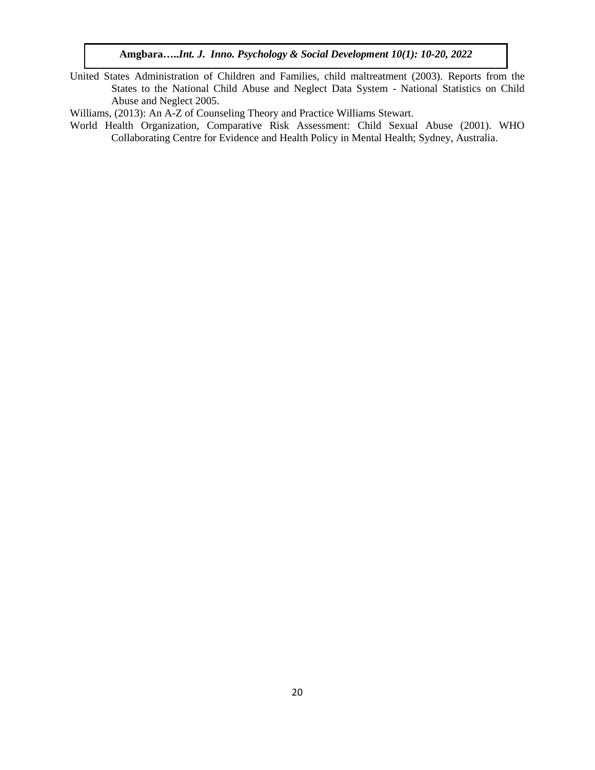United States Administration of Children and Families, child maltreatment (2003). Reports from the States to the National Child Abuse and Neglect Data System - National Statistics on Child Abuse and Neglect 2005.

Williams, (2013): An A-Z of Counseling Theory and Practice Williams Stewart.

World Health Organization, Comparative Risk Assessment: Child Sexual Abuse (2001). WHO Collaborating Centre for Evidence and Health Policy in Mental Health; Sydney, Australia.